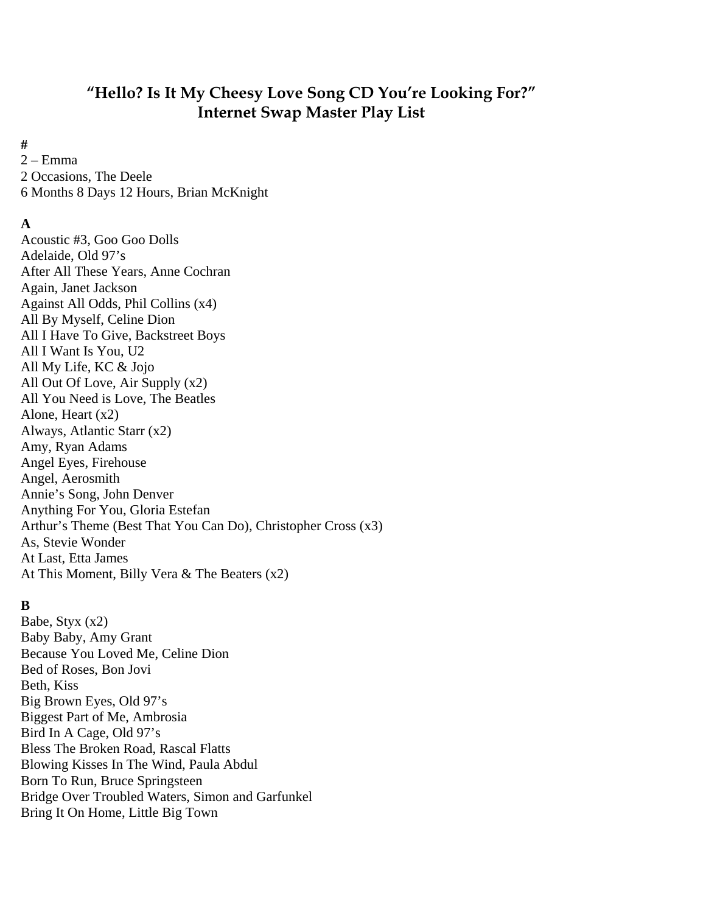# "Hello? Is It My Cheesy Love Song CD You're Looking For?" Internet Swap Master Play List

**#**

2 – Emma
2 Occasions, The Deele
6 Months 8 Days 12 Hours, Brian McKnight

**A**

Acoustic #3, Goo Goo Dolls
Adelaide, Old 97's
After All These Years, Anne Cochran
Again, Janet Jackson
Against All Odds, Phil Collins (x4)
All By Myself, Celine Dion
All I Have To Give, Backstreet Boys
All I Want Is You, U2
All My Life, KC & Jojo
All Out Of Love, Air Supply (x2)
All You Need is Love, The Beatles
Alone, Heart (x2)
Always, Atlantic Starr (x2)
Amy, Ryan Adams
Angel Eyes, Firehouse
Angel, Aerosmith
Annie's Song, John Denver
Anything For You, Gloria Estefan
Arthur's Theme (Best That You Can Do), Christopher Cross (x3)
As, Stevie Wonder
At Last, Etta James
At This Moment, Billy Vera & The Beaters (x2)

**B**

Babe, Styx (x2)
Baby Baby, Amy Grant
Because You Loved Me, Celine Dion
Bed of Roses, Bon Jovi
Beth, Kiss
Big Brown Eyes, Old 97's
Biggest Part of Me, Ambrosia
Bird In A Cage, Old 97's
Bless The Broken Road, Rascal Flatts
Blowing Kisses In The Wind, Paula Abdul
Born To Run, Bruce Springsteen
Bridge Over Troubled Waters, Simon and Garfunkel
Bring It On Home, Little Big Town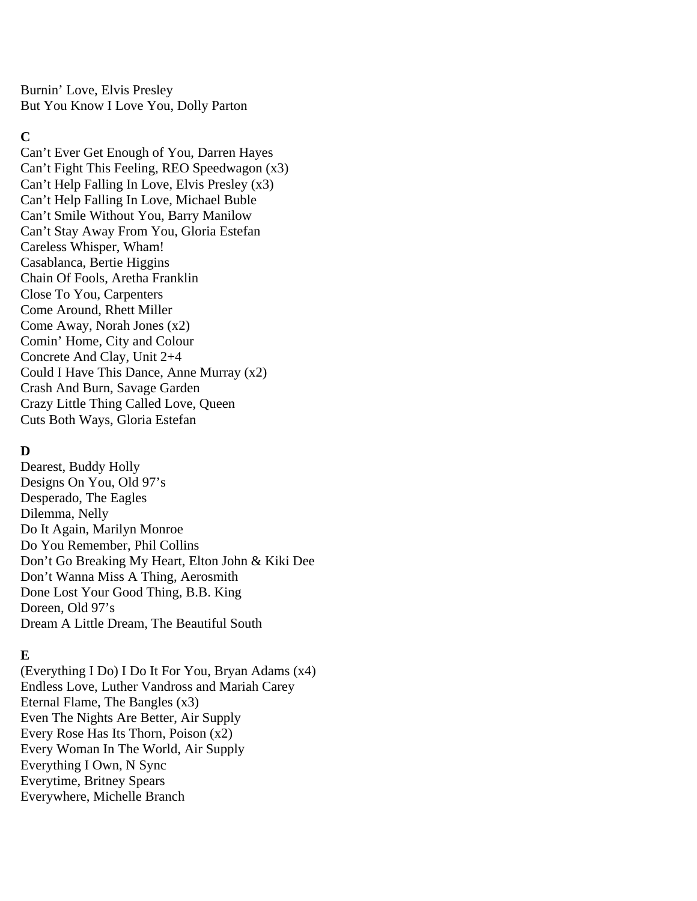Burnin' Love, Elvis Presley
But You Know I Love You, Dolly Parton

**C**

Can't Ever Get Enough of You, Darren Hayes
Can't Fight This Feeling, REO Speedwagon (x3)
Can't Help Falling In Love, Elvis Presley (x3)
Can't Help Falling In Love, Michael Buble
Can't Smile Without You, Barry Manilow
Can't Stay Away From You, Gloria Estefan
Careless Whisper, Wham!
Casablanca, Bertie Higgins
Chain Of Fools, Aretha Franklin
Close To You, Carpenters
Come Around, Rhett Miller
Come Away, Norah Jones (x2)
Comin' Home, City and Colour
Concrete And Clay, Unit 2+4
Could I Have This Dance, Anne Murray (x2)
Crash And Burn, Savage Garden
Crazy Little Thing Called Love, Queen
Cuts Both Ways, Gloria Estefan

**D**

Dearest, Buddy Holly
Designs On You, Old 97's
Desperado, The Eagles
Dilemma, Nelly
Do It Again, Marilyn Monroe
Do You Remember, Phil Collins
Don't Go Breaking My Heart, Elton John & Kiki Dee
Don't Wanna Miss A Thing, Aerosmith
Done Lost Your Good Thing, B.B. King
Doreen, Old 97's
Dream A Little Dream, The Beautiful South

**E**

(Everything I Do) I Do It For You, Bryan Adams (x4)
Endless Love, Luther Vandross and Mariah Carey
Eternal Flame, The Bangles (x3)
Even The Nights Are Better, Air Supply
Every Rose Has Its Thorn, Poison (x2)
Every Woman In The World, Air Supply
Everything I Own, N Sync
Everytime, Britney Spears
Everywhere, Michelle Branch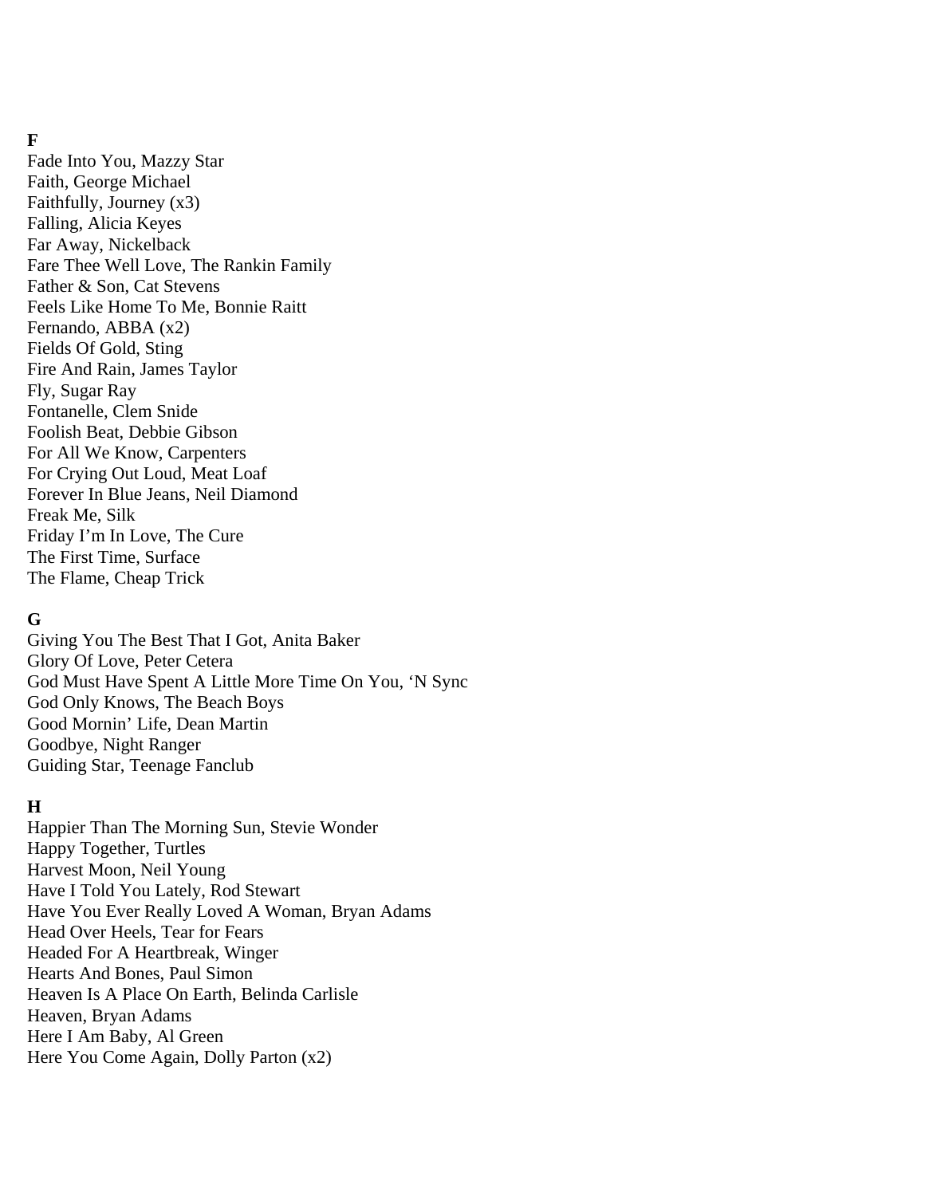**F**

Fade Into You, Mazzy Star
Faith, George Michael
Faithfully, Journey (x3)
Falling, Alicia Keyes
Far Away, Nickelback
Fare Thee Well Love, The Rankin Family
Father & Son, Cat Stevens
Feels Like Home To Me, Bonnie Raitt
Fernando, ABBA (x2)
Fields Of Gold, Sting
Fire And Rain, James Taylor
Fly, Sugar Ray
Fontanelle, Clem Snide
Foolish Beat, Debbie Gibson
For All We Know, Carpenters
For Crying Out Loud, Meat Loaf
Forever In Blue Jeans, Neil Diamond
Freak Me, Silk
Friday I'm In Love, The Cure
The First Time, Surface
The Flame, Cheap Trick

**G**

Giving You The Best That I Got, Anita Baker
Glory Of Love, Peter Cetera
God Must Have Spent A Little More Time On You, 'N Sync
God Only Knows, The Beach Boys
Good Mornin' Life, Dean Martin
Goodbye, Night Ranger
Guiding Star, Teenage Fanclub

**H**

Happier Than The Morning Sun, Stevie Wonder
Happy Together, Turtles
Harvest Moon, Neil Young
Have I Told You Lately, Rod Stewart
Have You Ever Really Loved A Woman, Bryan Adams
Head Over Heels, Tear for Fears
Headed For A Heartbreak, Winger
Hearts And Bones, Paul Simon
Heaven Is A Place On Earth, Belinda Carlisle
Heaven, Bryan Adams
Here I Am Baby, Al Green
Here You Come Again, Dolly Parton (x2)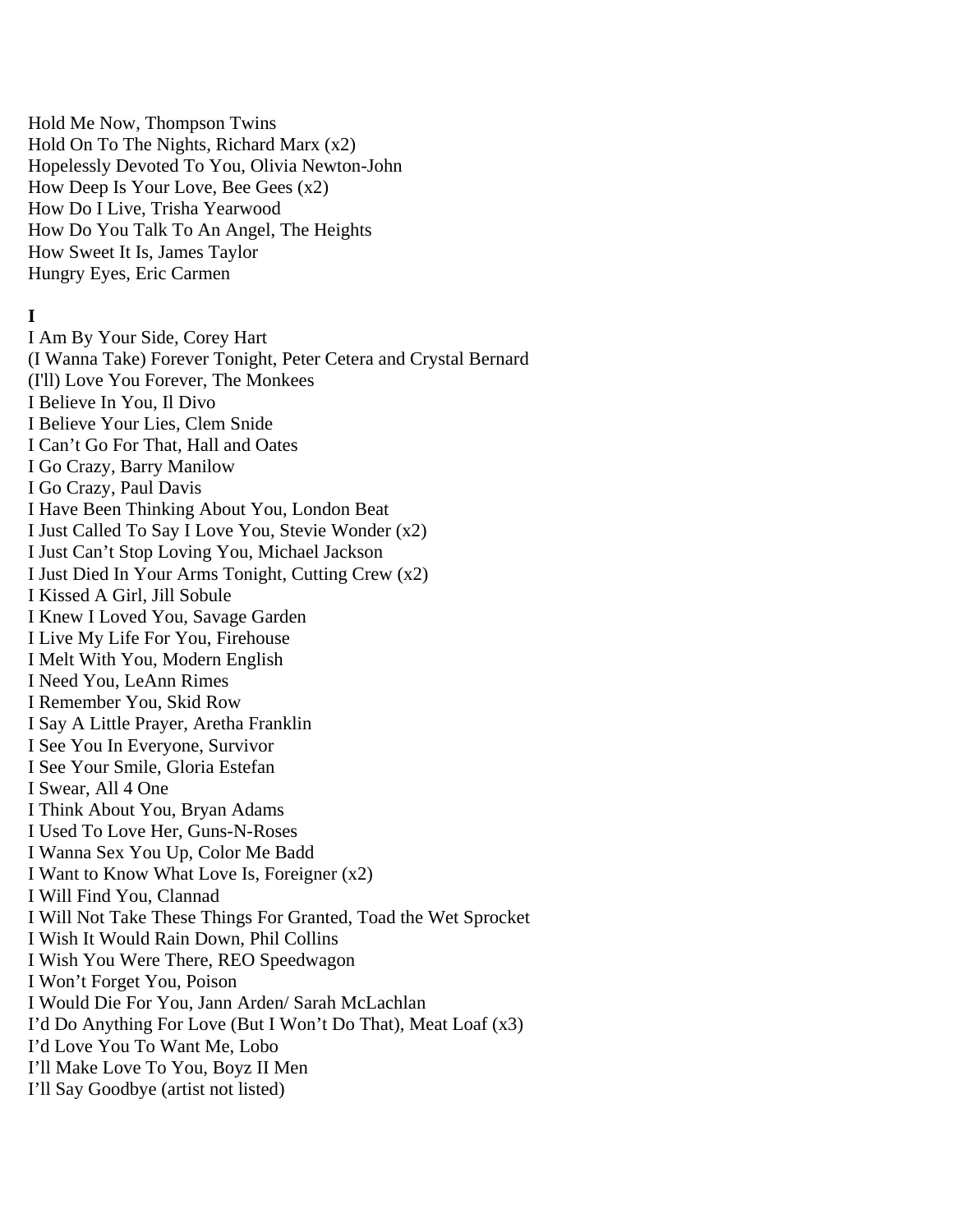Hold Me Now, Thompson Twins
Hold On To The Nights, Richard Marx (x2)
Hopelessly Devoted To You, Olivia Newton-John
How Deep Is Your Love, Bee Gees (x2)
How Do I Live, Trisha Yearwood
How Do You Talk To An Angel, The Heights
How Sweet It Is, James Taylor
Hungry Eyes, Eric Carmen

**I**

I Am By Your Side, Corey Hart
(I Wanna Take) Forever Tonight, Peter Cetera and Crystal Bernard
(I'll) Love You Forever, The Monkees
I Believe In You, Il Divo
I Believe Your Lies, Clem Snide
I Can't Go For That, Hall and Oates
I Go Crazy, Barry Manilow
I Go Crazy, Paul Davis
I Have Been Thinking About You, London Beat
I Just Called To Say I Love You, Stevie Wonder (x2)
I Just Can't Stop Loving You, Michael Jackson
I Just Died In Your Arms Tonight, Cutting Crew (x2)
I Kissed A Girl, Jill Sobule
I Knew I Loved You, Savage Garden
I Live My Life For You, Firehouse
I Melt With You, Modern English
I Need You, LeAnn Rimes
I Remember You, Skid Row
I Say A Little Prayer, Aretha Franklin
I See You In Everyone, Survivor
I See Your Smile, Gloria Estefan
I Swear, All 4 One
I Think About You, Bryan Adams
I Used To Love Her, Guns-N-Roses
I Wanna Sex You Up, Color Me Badd
I Want to Know What Love Is, Foreigner (x2)
I Will Find You, Clannad
I Will Not Take These Things For Granted, Toad the Wet Sprocket
I Wish It Would Rain Down, Phil Collins
I Wish You Were There, REO Speedwagon
I Won't Forget You, Poison
I Would Die For You, Jann Arden/ Sarah McLachlan
I'd Do Anything For Love (But I Won't Do That), Meat Loaf (x3)
I'd Love You To Want Me, Lobo
I'll Make Love To You, Boyz II Men
I'll Say Goodbye (artist not listed)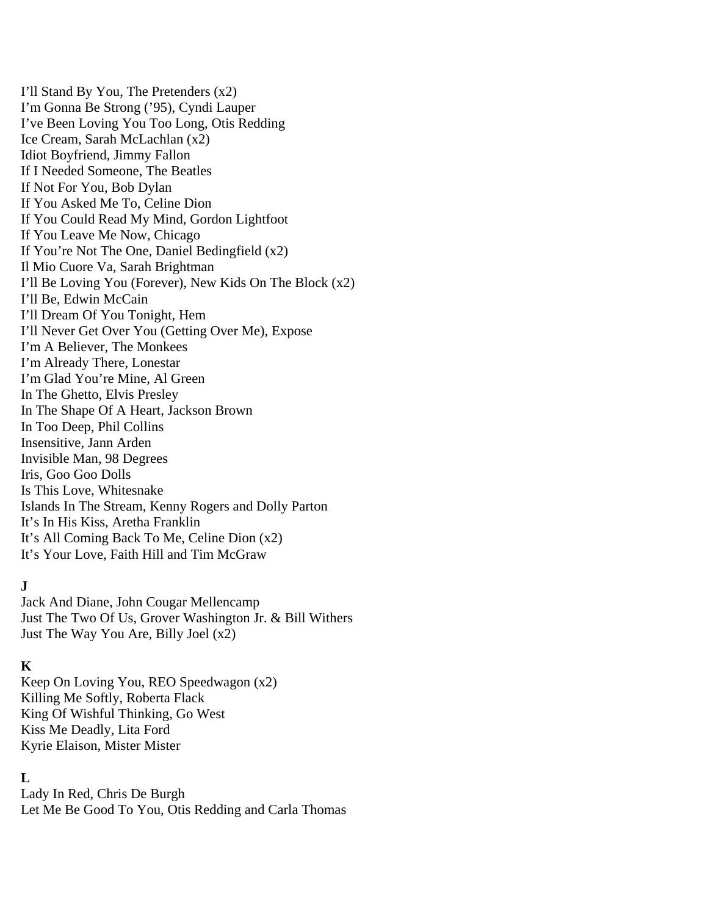I'll Stand By You, The Pretenders (x2)
I'm Gonna Be Strong ('95), Cyndi Lauper
I've Been Loving You Too Long, Otis Redding
Ice Cream, Sarah McLachlan (x2)
Idiot Boyfriend, Jimmy Fallon
If I Needed Someone, The Beatles
If Not For You, Bob Dylan
If You Asked Me To, Celine Dion
If You Could Read My Mind, Gordon Lightfoot
If You Leave Me Now, Chicago
If You're Not The One, Daniel Bedingfield (x2)
Il Mio Cuore Va, Sarah Brightman
I'll Be Loving You (Forever), New Kids On The Block (x2)
I'll Be, Edwin McCain
I'll Dream Of You Tonight, Hem
I'll Never Get Over You (Getting Over Me), Expose
I'm A Believer, The Monkees
I'm Already There, Lonestar
I'm Glad You're Mine, Al Green
In The Ghetto, Elvis Presley
In The Shape Of A Heart, Jackson Brown
In Too Deep, Phil Collins
Insensitive, Jann Arden
Invisible Man, 98 Degrees
Iris, Goo Goo Dolls
Is This Love, Whitesnake
Islands In The Stream, Kenny Rogers and Dolly Parton
It's In His Kiss, Aretha Franklin
It's All Coming Back To Me, Celine Dion (x2)
It's Your Love, Faith Hill and Tim McGraw

**J**

Jack And Diane, John Cougar Mellencamp
Just The Two Of Us, Grover Washington Jr. & Bill Withers
Just The Way You Are, Billy Joel (x2)

**K**

Keep On Loving You, REO Speedwagon (x2)
Killing Me Softly, Roberta Flack
King Of Wishful Thinking, Go West
Kiss Me Deadly, Lita Ford
Kyrie Elaison, Mister Mister

**L**

Lady In Red, Chris De Burgh
Let Me Be Good To You, Otis Redding and Carla Thomas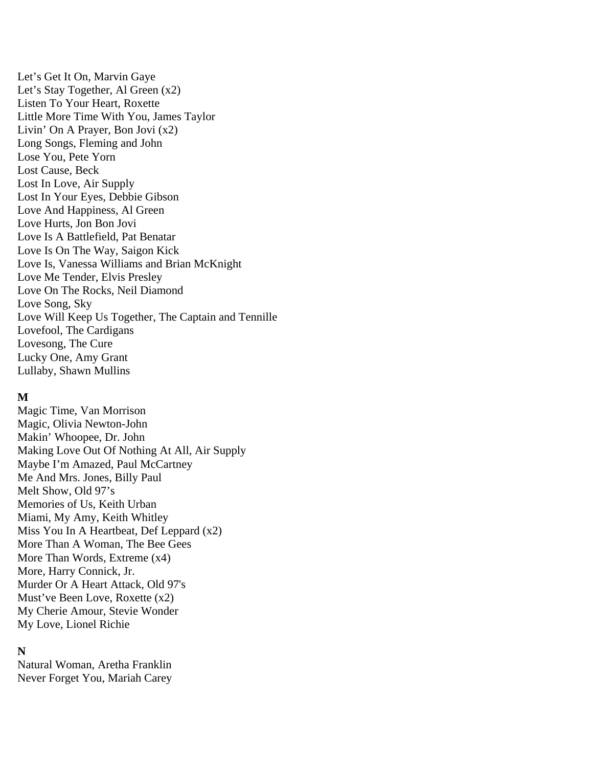Let’s Get It On, Marvin Gaye
Let’s Stay Together, Al Green (x2)
Listen To Your Heart, Roxette
Little More Time With You, James Taylor
Livin’ On A Prayer, Bon Jovi (x2)
Long Songs, Fleming and John
Lose You, Pete Yorn
Lost Cause, Beck
Lost In Love, Air Supply
Lost In Your Eyes, Debbie Gibson
Love And Happiness, Al Green
Love Hurts, Jon Bon Jovi
Love Is A Battlefield, Pat Benatar
Love Is On The Way, Saigon Kick
Love Is, Vanessa Williams and Brian McKnight
Love Me Tender, Elvis Presley
Love On The Rocks, Neil Diamond
Love Song, Sky
Love Will Keep Us Together, The Captain and Tennille
Lovefool, The Cardigans
Lovesong, The Cure
Lucky One, Amy Grant
Lullaby, Shawn Mullins

**M**

Magic Time, Van Morrison
Magic, Olivia Newton-John
Makin’ Whoopee, Dr. John
Making Love Out Of Nothing At All, Air Supply
Maybe I’m Amazed, Paul McCartney
Me And Mrs. Jones, Billy Paul
Melt Show, Old 97’s
Memories of Us, Keith Urban
Miami, My Amy, Keith Whitley
Miss You In A Heartbeat, Def Leppard (x2)
More Than A Woman, The Bee Gees
More Than Words, Extreme (x4)
More, Harry Connick, Jr.
Murder Or A Heart Attack, Old 97's
Must’ve Been Love, Roxette (x2)
My Cherie Amour, Stevie Wonder
My Love, Lionel Richie

**N**

Natural Woman, Aretha Franklin
Never Forget You, Mariah Carey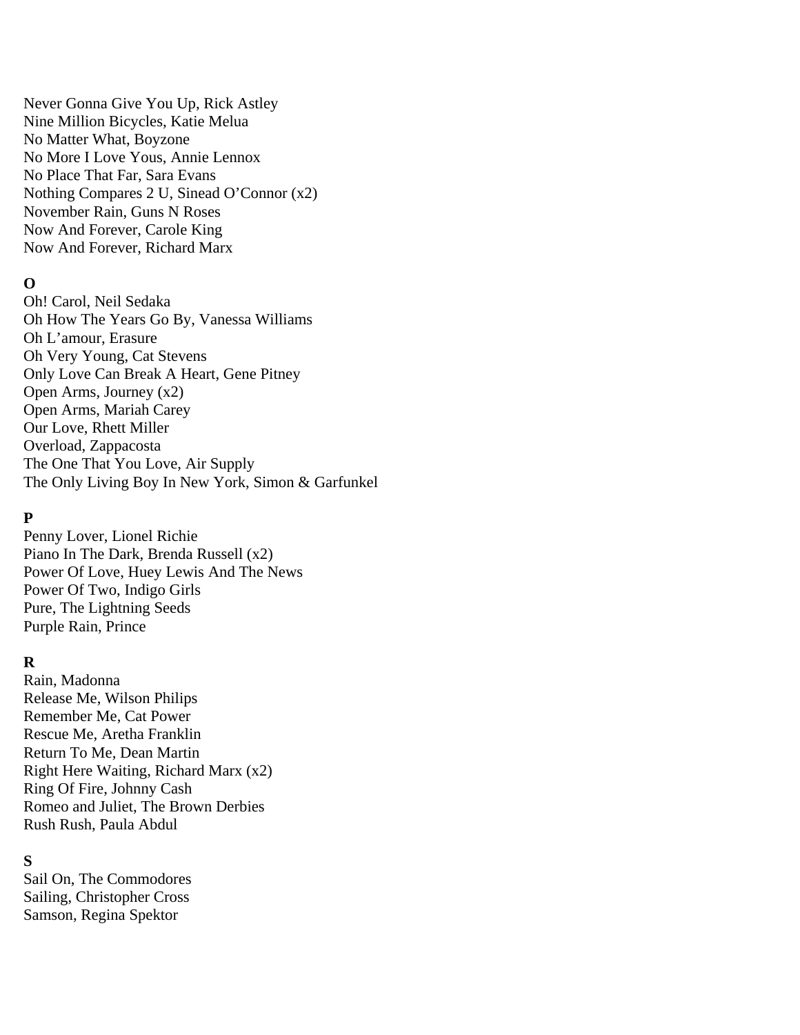Never Gonna Give You Up, Rick Astley
Nine Million Bicycles, Katie Melua
No Matter What, Boyzone
No More I Love Yous, Annie Lennox
No Place That Far, Sara Evans
Nothing Compares 2 U, Sinead O'Connor (x2)
November Rain, Guns N Roses
Now And Forever, Carole King
Now And Forever, Richard Marx

**O**

Oh! Carol, Neil Sedaka
Oh How The Years Go By, Vanessa Williams
Oh L'amour, Erasure
Oh Very Young, Cat Stevens
Only Love Can Break A Heart, Gene Pitney
Open Arms, Journey (x2)
Open Arms, Mariah Carey
Our Love, Rhett Miller
Overload, Zappacosta
The One That You Love, Air Supply
The Only Living Boy In New York, Simon & Garfunkel

**P**

Penny Lover, Lionel Richie
Piano In The Dark, Brenda Russell (x2)
Power Of Love, Huey Lewis And The News
Power Of Two, Indigo Girls
Pure, The Lightning Seeds
Purple Rain, Prince

**R**

Rain, Madonna
Release Me, Wilson Philips
Remember Me, Cat Power
Rescue Me, Aretha Franklin
Return To Me, Dean Martin
Right Here Waiting, Richard Marx (x2)
Ring Of Fire, Johnny Cash
Romeo and Juliet, The Brown Derbies
Rush Rush, Paula Abdul

**S**

Sail On, The Commodores
Sailing, Christopher Cross
Samson, Regina Spektor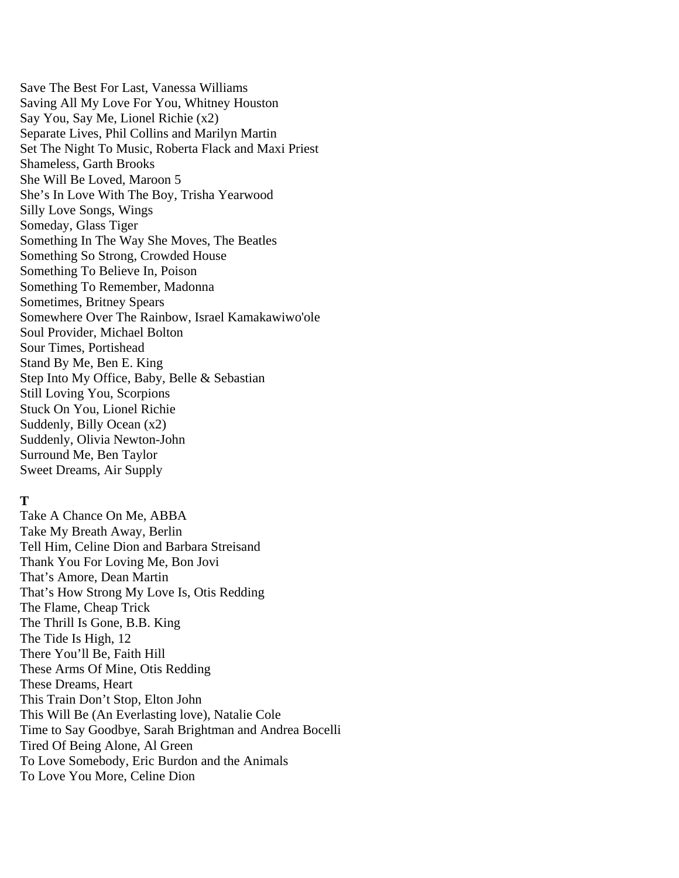Save The Best For Last, Vanessa Williams
Saving All My Love For You, Whitney Houston
Say You, Say Me, Lionel Richie (x2)
Separate Lives, Phil Collins and Marilyn Martin
Set The Night To Music, Roberta Flack and Maxi Priest
Shameless, Garth Brooks
She Will Be Loved, Maroon 5
She's In Love With The Boy, Trisha Yearwood
Silly Love Songs, Wings
Someday, Glass Tiger
Something In The Way She Moves, The Beatles
Something So Strong, Crowded House
Something To Believe In, Poison
Something To Remember, Madonna
Sometimes, Britney Spears
Somewhere Over The Rainbow, Israel Kamakawiwo'ole
Soul Provider, Michael Bolton
Sour Times, Portishead
Stand By Me, Ben E. King
Step Into My Office, Baby, Belle & Sebastian
Still Loving You, Scorpions
Stuck On You, Lionel Richie
Suddenly, Billy Ocean (x2)
Suddenly, Olivia Newton-John
Surround Me, Ben Taylor
Sweet Dreams, Air Supply

**T**

Take A Chance On Me, ABBA
Take My Breath Away, Berlin
Tell Him, Celine Dion and Barbara Streisand
Thank You For Loving Me, Bon Jovi
That's Amore, Dean Martin
That's How Strong My Love Is, Otis Redding
The Flame, Cheap Trick
The Thrill Is Gone, B.B. King
The Tide Is High, 12
There You'll Be, Faith Hill
These Arms Of Mine, Otis Redding
These Dreams, Heart
This Train Don't Stop, Elton John
This Will Be (An Everlasting love), Natalie Cole
Time to Say Goodbye, Sarah Brightman and Andrea Bocelli
Tired Of Being Alone, Al Green
To Love Somebody, Eric Burdon and the Animals
To Love You More, Celine Dion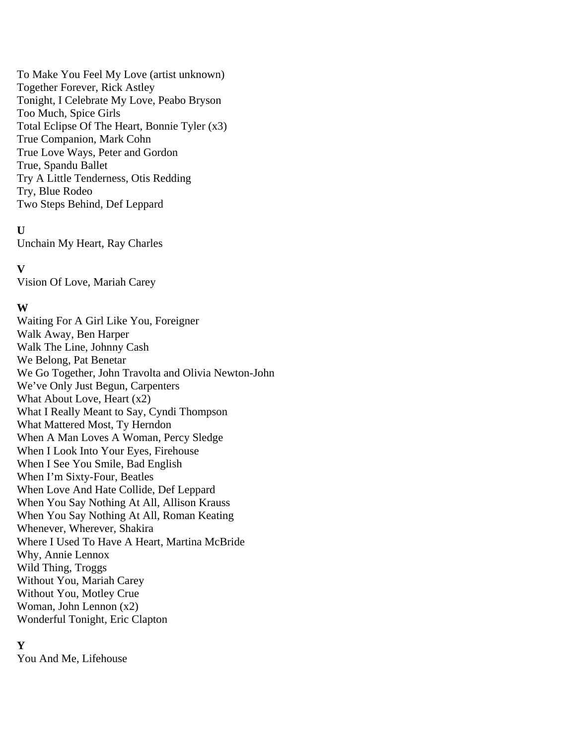To Make You Feel My Love (artist unknown)
Together Forever, Rick Astley
Tonight, I Celebrate My Love, Peabo Bryson
Too Much, Spice Girls
Total Eclipse Of The Heart, Bonnie Tyler (x3)
True Companion, Mark Cohn
True Love Ways, Peter and Gordon
True, Spandu Ballet
Try A Little Tenderness, Otis Redding
Try, Blue Rodeo
Two Steps Behind, Def Leppard

**U**
Unchain My Heart, Ray Charles

**V**
Vision Of Love, Mariah Carey

**W**
Waiting For A Girl Like You, Foreigner
Walk Away, Ben Harper
Walk The Line, Johnny Cash
We Belong, Pat Benetar
We Go Together, John Travolta and Olivia Newton-John
We've Only Just Begun, Carpenters
What About Love, Heart (x2)
What I Really Meant to Say, Cyndi Thompson
What Mattered Most, Ty Herndon
When A Man Loves A Woman, Percy Sledge
When I Look Into Your Eyes, Firehouse
When I See You Smile, Bad English
When I'm Sixty-Four, Beatles
When Love And Hate Collide, Def Leppard
When You Say Nothing At All, Allison Krauss
When You Say Nothing At All, Roman Keating
Whenever, Wherever, Shakira
Where I Used To Have A Heart, Martina McBride
Why, Annie Lennox
Wild Thing, Troggs
Without You, Mariah Carey
Without You, Motley Crue
Woman, John Lennon (x2)
Wonderful Tonight, Eric Clapton

**Y**
You And Me, Lifehouse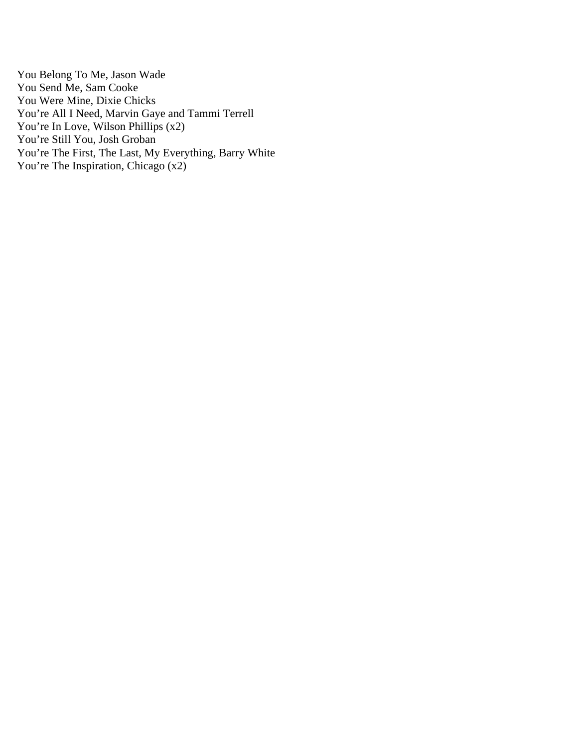You Belong To Me, Jason Wade
You Send Me, Sam Cooke
You Were Mine, Dixie Chicks
You’re All I Need, Marvin Gaye and Tammi Terrell
You’re In Love, Wilson Phillips (x2)
You’re Still You, Josh Groban
You’re The First, The Last, My Everything, Barry White
You’re The Inspiration, Chicago (x2)